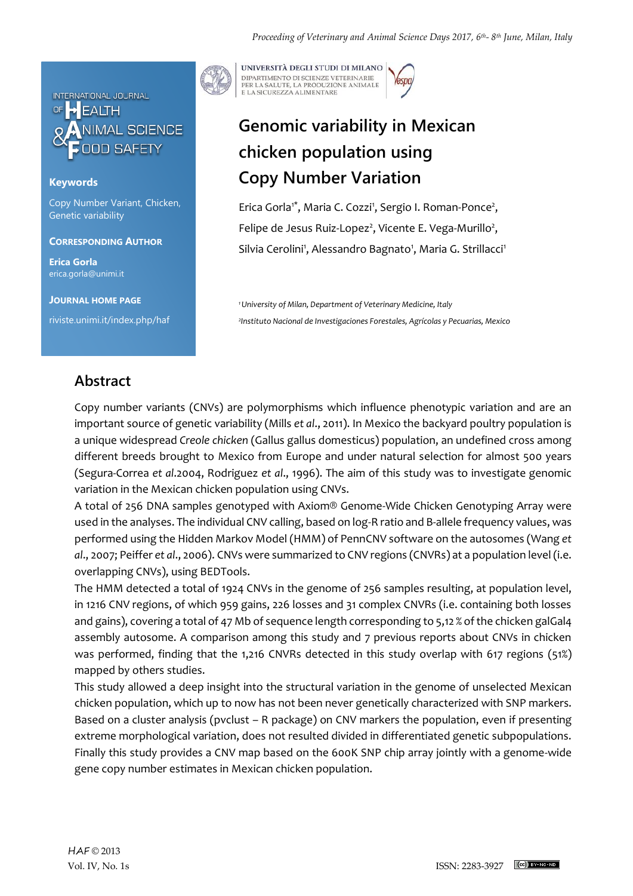# Genomic variability in Mexican chicken population using Copy Number Variation

Erica Gorla[1*], Maria C. Cozzi[1], Sergio I. Roman-Ponce[2], Felipe de Jesus Ruiz-Lopez[2], Vicente E. Vega-Murillo[2], Silvia Cerolini[1], Alessandro Bagnato[1], Maria G. Strillacci[1]

[1] *University of Milan, Department of Veterinary Medicine, Italy*

[2] *Instituto Nacional de Investigaciones Forestales, Agrícolas y Pecuarias, Mexico*

**Keywords**

Copy Number Variant, Chicken, Genetic variability

**CORRESPONDING AUTHOR**

**Erica Gorla**
erica.gorla@unimi.it

**JOURNAL HOME PAGE**

riviste.unimi.it/index.php/haf

## Abstract

Copy number variants (CNVs) are polymorphisms which influence phenotypic variation and are an important source of genetic variability (Mills *et al*., 2011). In Mexico the backyard poultry population is a unique widespread *Creole chicken* (Gallus gallus domesticus) population, an undefined cross among different breeds brought to Mexico from Europe and under natural selection for almost 500 years (Segura-Correa *et al*.2004, Rodriguez *et al*., 1996). The aim of this study was to investigate genomic variation in the Mexican chicken population using CNVs.

A total of 256 DNA samples genotyped with Axiom® Genome-Wide Chicken Genotyping Array were used in the analyses. The individual CNV calling, based on log-R ratio and B-allele frequency values, was performed using the Hidden Markov Model (HMM) of PennCNV software on the autosomes (Wang *et al*., 2007; Peiffer *et al*., 2006). CNVs were summarized to CNV regions (CNVRs) at a population level (i.e. overlapping CNVs), using BEDTools.

The HMM detected a total of 1924 CNVs in the genome of 256 samples resulting, at population level, in 1216 CNV regions, of which 959 gains, 226 losses and 31 complex CNVRs (i.e. containing both losses and gains), covering a total of 47 Mb of sequence length corresponding to 5,12 % of the chicken galGal4 assembly autosome. A comparison among this study and 7 previous reports about CNVs in chicken was performed, finding that the 1,216 CNVRs detected in this study overlap with 617 regions (51%) mapped by others studies.

This study allowed a deep insight into the structural variation in the genome of unselected Mexican chicken population, which up to now has not been never genetically characterized with SNP markers. Based on a cluster analysis (pvclust – R package) on CNV markers the population, even if presenting extreme morphological variation, does not resulted divided in differentiated genetic subpopulations. Finally this study provides a CNV map based on the 600K SNP chip array jointly with a genome-wide gene copy number estimates in Mexican chicken population.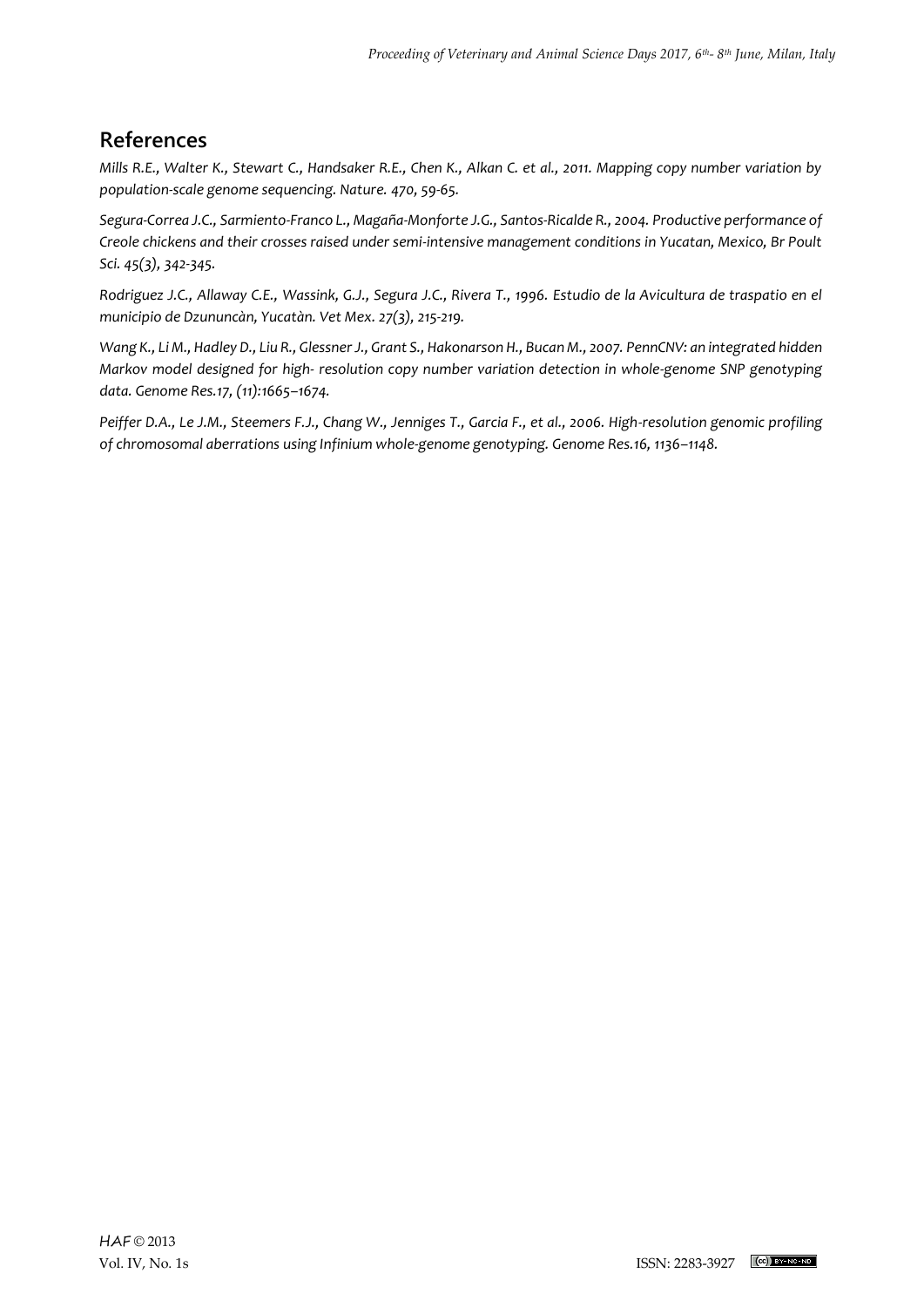## References

*Mills R.E., Walter K., Stewart C., Handsaker R.E., Chen K., Alkan C. et al., 2011. Mapping copy number variation by population-scale genome sequencing. Nature. 470, 59-65.*

*Segura-Correa J.C., Sarmiento-Franco L., Magaña-Monforte J.G., Santos-Ricalde R., 2004. Productive performance of Creole chickens and their crosses raised under semi-intensive management conditions in Yucatan, Mexico, Br Poult Sci. 45(3), 342-345.*

*Rodriguez J.C., Allaway C.E., Wassink, G.J., Segura J.C., Rivera T., 1996. Estudio de la Avicultura de traspatio en el municipio de Dzununcàn, Yucatàn. Vet Mex. 27(3), 215-219.*

*Wang K., Li M., Hadley D., Liu R., Glessner J., Grant S., Hakonarson H., Bucan M., 2007. PennCNV: an integrated hidden Markov model designed for high- resolution copy number variation detection in whole-genome SNP genotyping data. Genome Res.17, (11):1665–1674.*

*Peiffer D.A., Le J.M., Steemers F.J., Chang W., Jenniges T., Garcia F., et al., 2006. High-resolution genomic profiling of chromosomal aberrations using Infinium whole-genome genotyping. Genome Res.16, 1136–1148.*